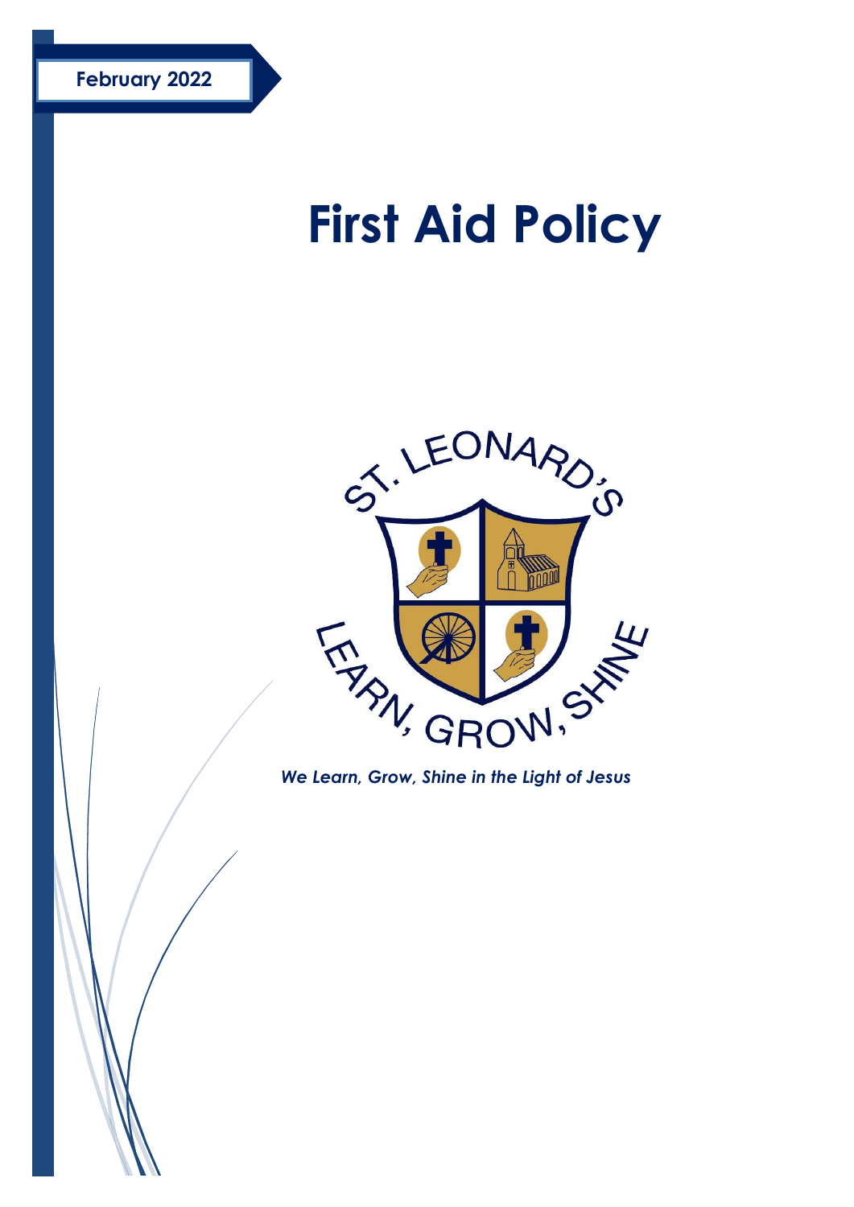**February 2022**

# First Aid Policy

*We Learn, Grow, Shine in the Light of Jesus*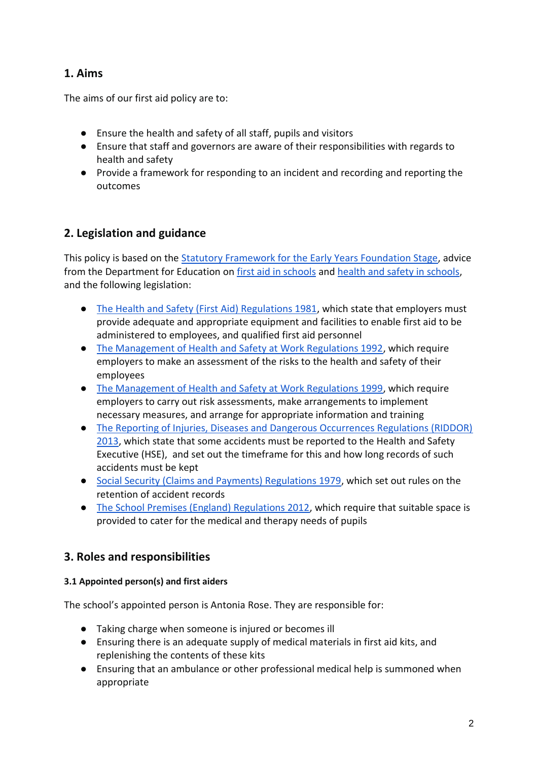## 1. Aims

The aims of our first aid policy are to:

- Ensure the health and safety of all staff, pupils and visitors
- Ensure that staff and governors are aware of their responsibilities with regards to health and safety
- Provide a framework for responding to an incident and recording and reporting the outcomes

## 2. Legislation and guidance

This policy is based on the Statutory Framework for the Early Years Foundation Stage, advice from the Department for Education on first aid in schools and health and safety in schools, and the following legislation:

- The Health and Safety (First Aid) Regulations 1981, which state that employers must provide adequate and appropriate equipment and facilities to enable first aid to be administered to employees, and qualified first aid personnel
- The Management of Health and Safety at Work Regulations 1992, which require employers to make an assessment of the risks to the health and safety of their employees
- The Management of Health and Safety at Work Regulations 1999, which require employers to carry out risk assessments, make arrangements to implement necessary measures, and arrange for appropriate information and training
- The Reporting of Injuries, Diseases and Dangerous Occurrences Regulations (RIDDOR) 2013, which state that some accidents must be reported to the Health and Safety Executive (HSE), and set out the timeframe for this and how long records of such accidents must be kept
- Social Security (Claims and Payments) Regulations 1979, which set out rules on the retention of accident records
- The School Premises (England) Regulations 2012, which require that suitable space is provided to cater for the medical and therapy needs of pupils

## 3. Roles and responsibilities

#### 3.1 Appointed person(s) and first aiders

The school's appointed person is Antonia Rose. They are responsible for:

- Taking charge when someone is injured or becomes ill
- Ensuring there is an adequate supply of medical materials in first aid kits, and replenishing the contents of these kits
- Ensuring that an ambulance or other professional medical help is summoned when appropriate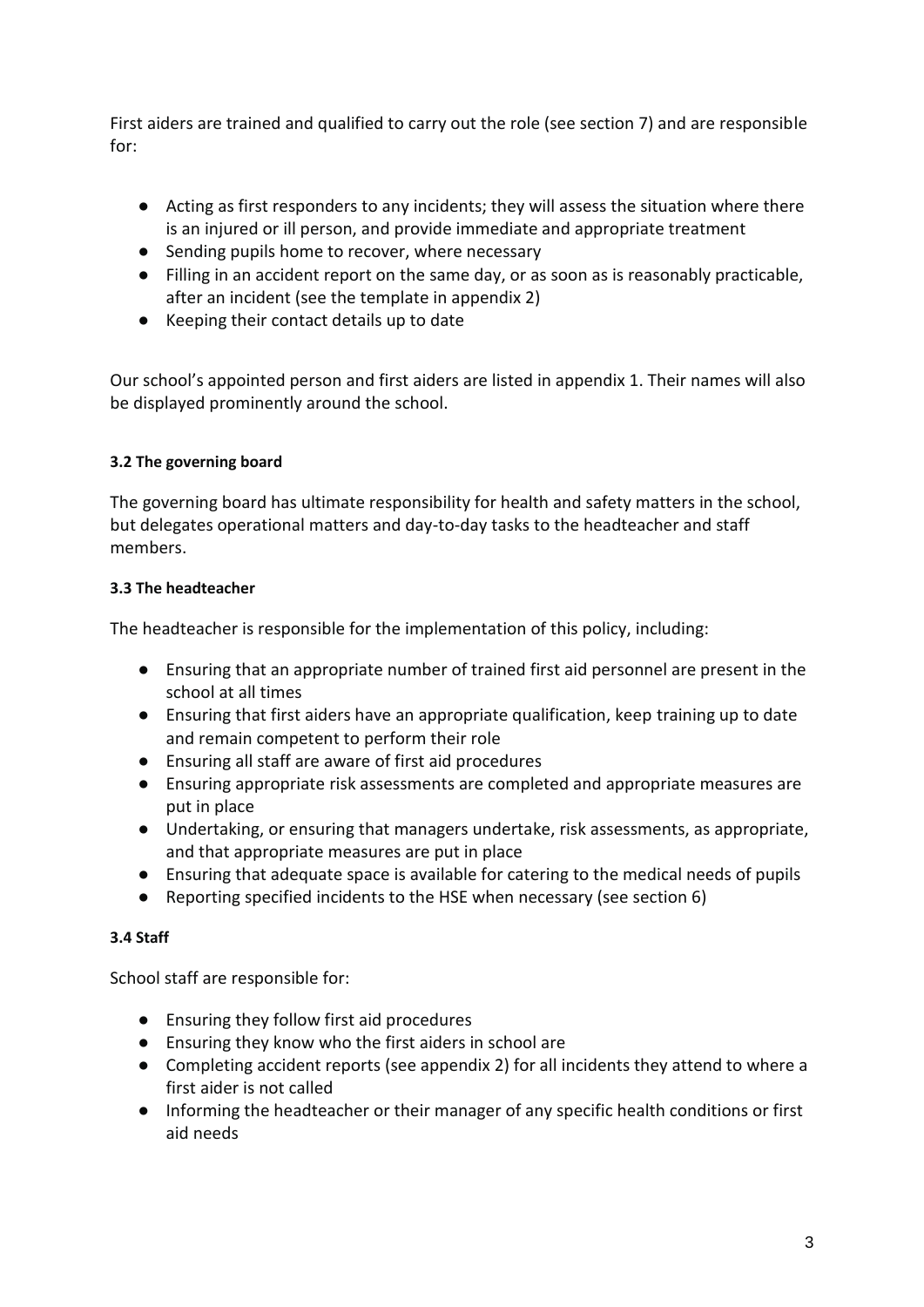First aiders are trained and qualified to carry out the role (see section 7) and are responsible for:

- Acting as first responders to any incidents; they will assess the situation where there is an injured or ill person, and provide immediate and appropriate treatment
- Sending pupils home to recover, where necessary
- Filling in an accident report on the same day, or as soon as is reasonably practicable, after an incident (see the template in appendix 2)
- Keeping their contact details up to date

Our school's appointed person and first aiders are listed in appendix 1. Their names will also be displayed prominently around the school.

**3.2 The governing board**

The governing board has ultimate responsibility for health and safety matters in the school, but delegates operational matters and day-to-day tasks to the headteacher and staff members.

**3.3 The headteacher**

The headteacher is responsible for the implementation of this policy, including:

- Ensuring that an appropriate number of trained first aid personnel are present in the school at all times
- Ensuring that first aiders have an appropriate qualification, keep training up to date and remain competent to perform their role
- Ensuring all staff are aware of first aid procedures
- Ensuring appropriate risk assessments are completed and appropriate measures are put in place
- Undertaking, or ensuring that managers undertake, risk assessments, as appropriate, and that appropriate measures are put in place
- Ensuring that adequate space is available for catering to the medical needs of pupils
- Reporting specified incidents to the HSE when necessary (see section 6)

**3.4 Staff**

School staff are responsible for:

- Ensuring they follow first aid procedures
- Ensuring they know who the first aiders in school are
- Completing accident reports (see appendix 2) for all incidents they attend to where a first aider is not called
- Informing the headteacher or their manager of any specific health conditions or first aid needs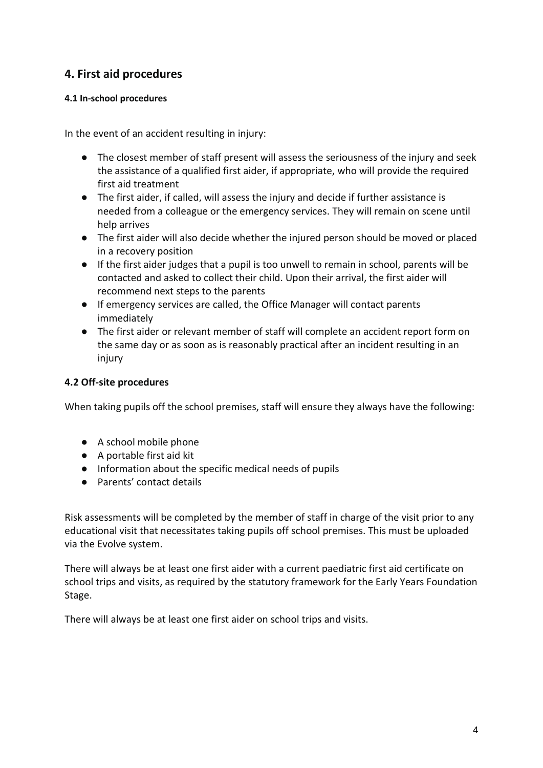## 4. First aid procedures

#### 4.1 In-school procedures

In the event of an accident resulting in injury:

- The closest member of staff present will assess the seriousness of the injury and seek the assistance of a qualified first aider, if appropriate, who will provide the required first aid treatment
- The first aider, if called, will assess the injury and decide if further assistance is needed from a colleague or the emergency services. They will remain on scene until help arrives
- The first aider will also decide whether the injured person should be moved or placed in a recovery position
- If the first aider judges that a pupil is too unwell to remain in school, parents will be contacted and asked to collect their child. Upon their arrival, the first aider will recommend next steps to the parents
- If emergency services are called, the Office Manager will contact parents immediately
- The first aider or relevant member of staff will complete an accident report form on the same day or as soon as is reasonably practical after an incident resulting in an injury

### 4.2 Off-site procedures

When taking pupils off the school premises, staff will ensure they always have the following:

- A school mobile phone
- A portable first aid kit
- Information about the specific medical needs of pupils
- Parents' contact details

Risk assessments will be completed by the member of staff in charge of the visit prior to any educational visit that necessitates taking pupils off school premises. This must be uploaded via the Evolve system.

There will always be at least one first aider with a current paediatric first aid certificate on school trips and visits, as required by the statutory framework for the Early Years Foundation Stage.

There will always be at least one first aider on school trips and visits.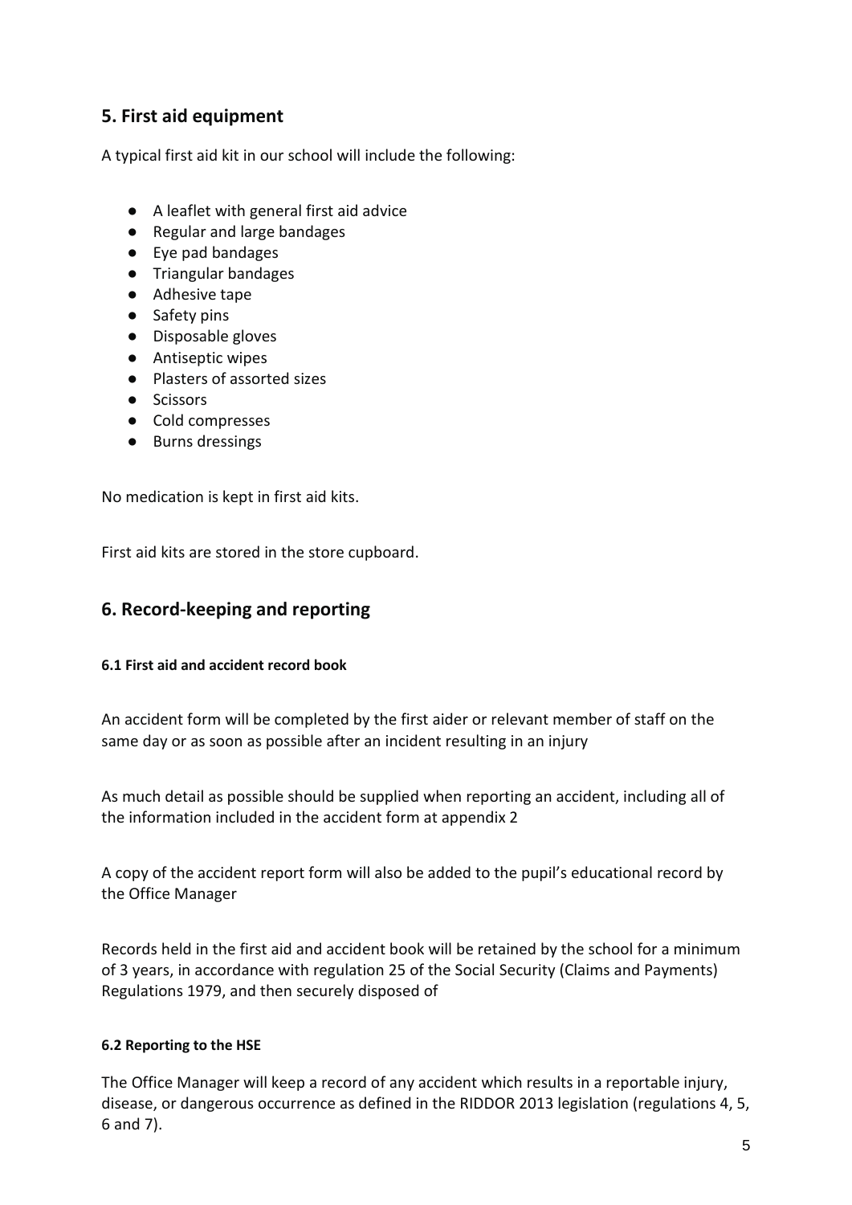## 5. First aid equipment

A typical first aid kit in our school will include the following:

- A leaflet with general first aid advice
- Regular and large bandages
- Eye pad bandages
- Triangular bandages
- Adhesive tape
- Safety pins
- Disposable gloves
- Antiseptic wipes
- Plasters of assorted sizes
- Scissors
- Cold compresses
- Burns dressings

No medication is kept in first aid kits.

First aid kits are stored in the store cupboard.

## 6. Record-keeping and reporting

#### 6.1 First aid and accident record book

An accident form will be completed by the first aider or relevant member of staff on the same day or as soon as possible after an incident resulting in an injury

As much detail as possible should be supplied when reporting an accident, including all of the information included in the accident form at appendix 2

A copy of the accident report form will also be added to the pupil's educational record by the Office Manager

Records held in the first aid and accident book will be retained by the school for a minimum of 3 years, in accordance with regulation 25 of the Social Security (Claims and Payments) Regulations 1979, and then securely disposed of

#### 6.2 Reporting to the HSE

The Office Manager will keep a record of any accident which results in a reportable injury, disease, or dangerous occurrence as defined in the RIDDOR 2013 legislation (regulations 4, 5, 6 and 7).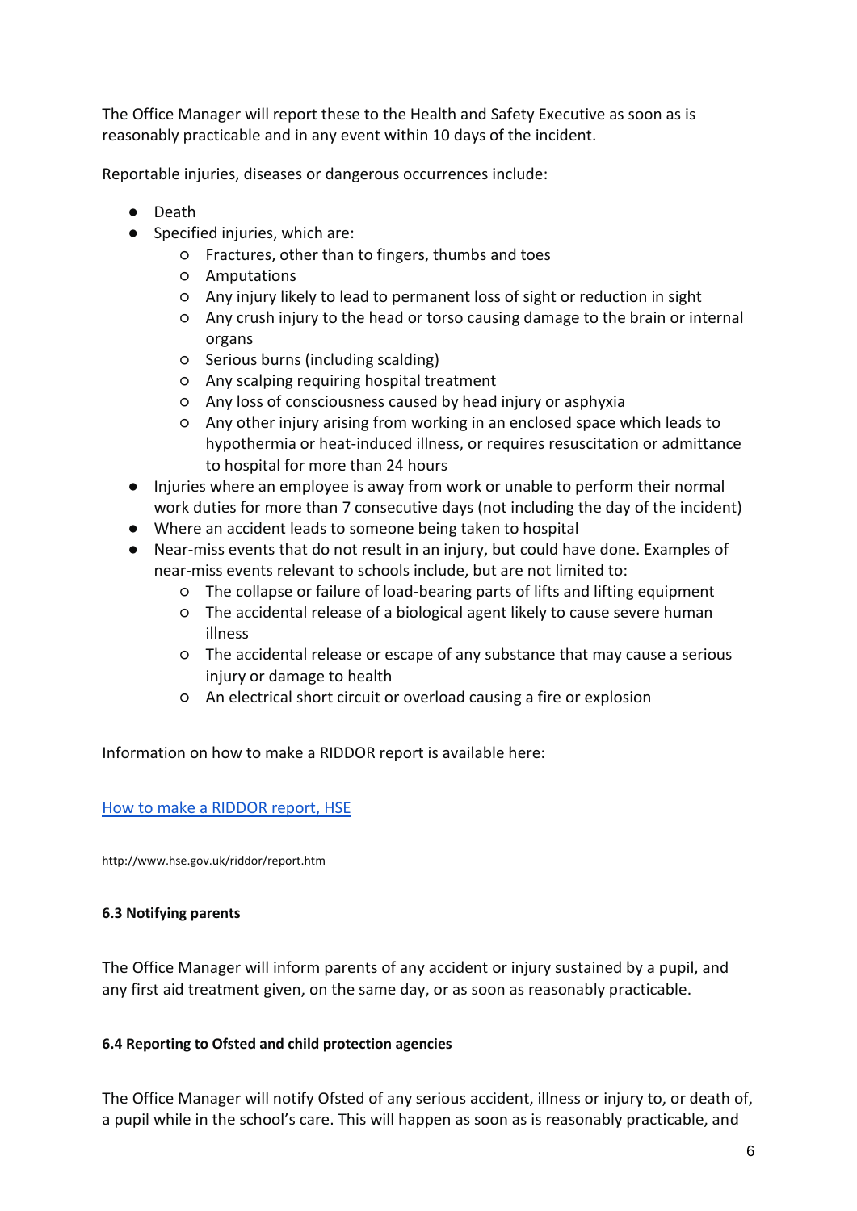The Office Manager will report these to the Health and Safety Executive as soon as is reasonably practicable and in any event within 10 days of the incident.

Reportable injuries, diseases or dangerous occurrences include:

- Death
- Specified injuries, which are:
  - Fractures, other than to fingers, thumbs and toes
  - Amputations
  - Any injury likely to lead to permanent loss of sight or reduction in sight
  - Any crush injury to the head or torso causing damage to the brain or internal organs
  - Serious burns (including scalding)
  - Any scalping requiring hospital treatment
  - Any loss of consciousness caused by head injury or asphyxia
  - Any other injury arising from working in an enclosed space which leads to hypothermia or heat-induced illness, or requires resuscitation or admittance to hospital for more than 24 hours
- Injuries where an employee is away from work or unable to perform their normal work duties for more than 7 consecutive days (not including the day of the incident)
- Where an accident leads to someone being taken to hospital
- Near-miss events that do not result in an injury, but could have done. Examples of near-miss events relevant to schools include, but are not limited to:
  - The collapse or failure of load-bearing parts of lifts and lifting equipment
  - The accidental release of a biological agent likely to cause severe human illness
  - The accidental release or escape of any substance that may cause a serious injury or damage to health
  - An electrical short circuit or overload causing a fire or explosion

Information on how to make a RIDDOR report is available here:

[How to make a RIDDOR report, HSE](http://www.hse.gov.uk/riddor/report.htm)

http://www.hse.gov.uk/riddor/report.htm

#### 6.3 Notifying parents

The Office Manager will inform parents of any accident or injury sustained by a pupil, and any first aid treatment given, on the same day, or as soon as reasonably practicable.

#### 6.4 Reporting to Ofsted and child protection agencies

The Office Manager will notify Ofsted of any serious accident, illness or injury to, or death of, a pupil while in the school's care. This will happen as soon as is reasonably practicable, and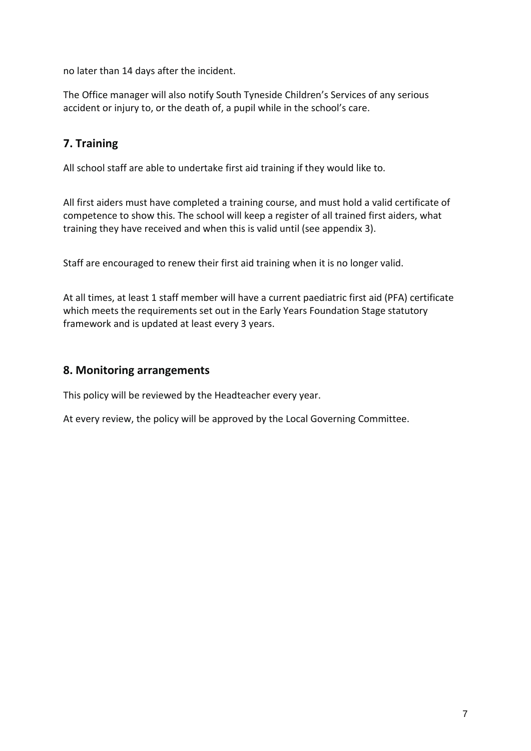no later than 14 days after the incident.

The Office manager will also notify South Tyneside Children's Services of any serious accident or injury to, or the death of, a pupil while in the school's care.

## 7. Training

All school staff are able to undertake first aid training if they would like to.

All first aiders must have completed a training course, and must hold a valid certificate of competence to show this. The school will keep a register of all trained first aiders, what training they have received and when this is valid until (see appendix 3).

Staff are encouraged to renew their first aid training when it is no longer valid.

At all times, at least 1 staff member will have a current paediatric first aid (PFA) certificate which meets the requirements set out in the Early Years Foundation Stage statutory framework and is updated at least every 3 years.

## 8. Monitoring arrangements

This policy will be reviewed by the Headteacher every year.

At every review, the policy will be approved by the Local Governing Committee.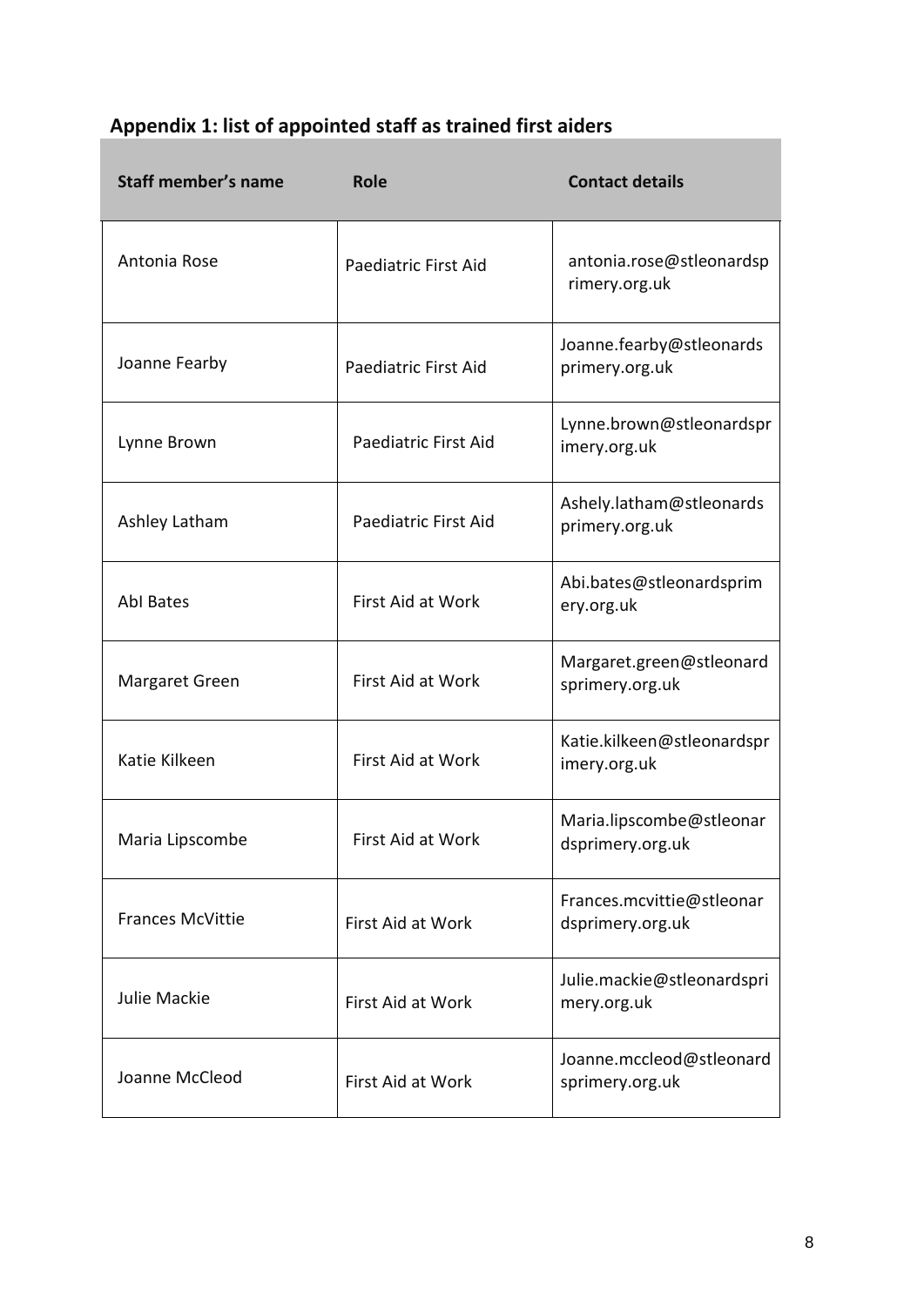## Appendix 1: list of appointed staff as trained first aiders

| Staff member's name | Role | Contact details |
|---|---|---|
| Antonia Rose | Paediatric First Aid | antonia.rose@stleonardsprimery.org.uk |
| Joanne Fearby | Paediatric First Aid | Joanne.fearby@stleonardsprimery.org.uk |
| Lynne Brown | Paediatric First Aid | Lynne.brown@stleonardsprimery.org.uk |
| Ashley Latham | Paediatric First Aid | Ashely.latham@stleonardsprimery.org.uk |
| AbI Bates | First Aid at Work | Abi.bates@stleonardsprimery.org.uk |
| Margaret Green | First Aid at Work | Margaret.green@stleonardsprimery.org.uk |
| Katie Kilkeen | First Aid at Work | Katie.kilkeen@stleonardsprimery.org.uk |
| Maria Lipscombe | First Aid at Work | Maria.lipscombe@stleonardsprimery.org.uk |
| Frances McVittie | First Aid at Work | Frances.mcvittie@stleonardsprimery.org.uk |
| Julie Mackie | First Aid at Work | Julie.mackie@stleonardsprimery.org.uk |
| Joanne McCleod | First Aid at Work | Joanne.mccleod@stleonardsprimery.org.uk |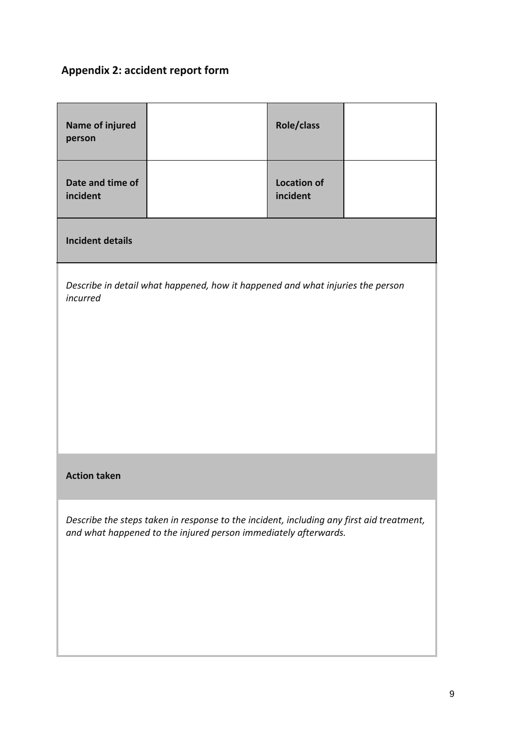## Appendix 2: accident report form

| **Name of injured person** | | **Role/class** | |
|---|---|---|---|
| **Date and time of incident** | | **Location of incident** | |
| **Incident details** | | | |
| *Describe in detail what happened, how it happened and what injuries the person incurred* | | | |
| **Action taken** | | | |
| *Describe the steps taken in response to the incident, including any first aid treatment, and what happened to the injured person immediately afterwards.* | | | |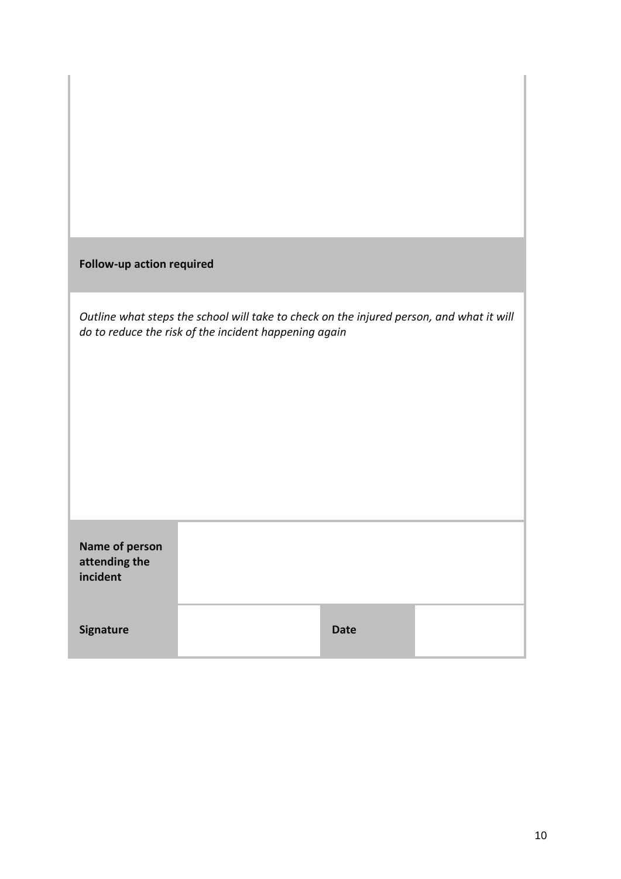| | | | |
|---|---|---|---|
| | | | |
| **Follow-up action required** | | | |
| *Outline what steps the school will take to check on the injured person, and what it will do to reduce the risk of the incident happening again* | | | |
| **Name of person attending the incident** | | | |
| **Signature** | | **Date** | |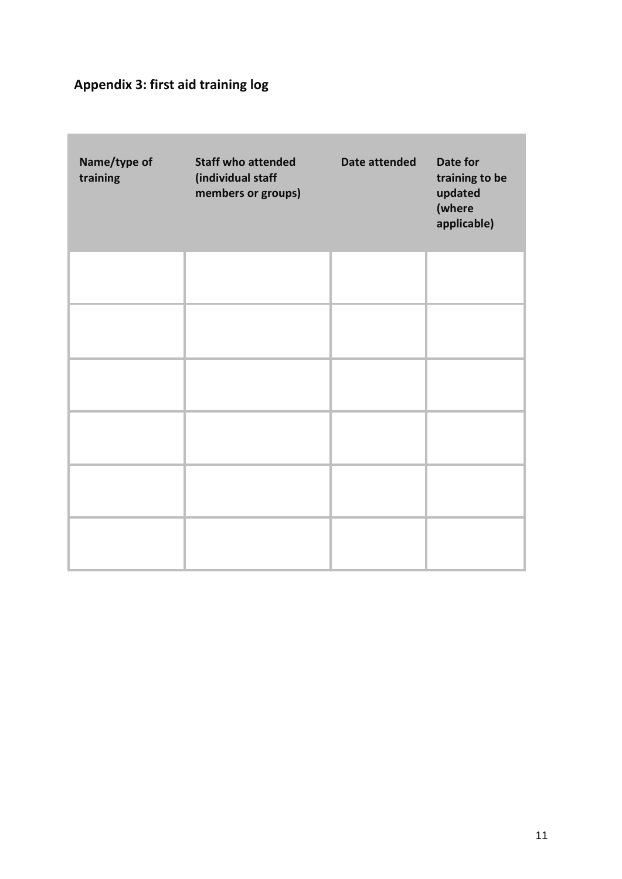## Appendix 3: first aid training log

| Name/type of training | Staff who attended (individual staff members or groups) | Date attended | Date for training to be updated (where applicable) |
|---|---|---|---|
| | | | |
| | | | |
| | | | |
| | | | |
| | | | |
| | | | |